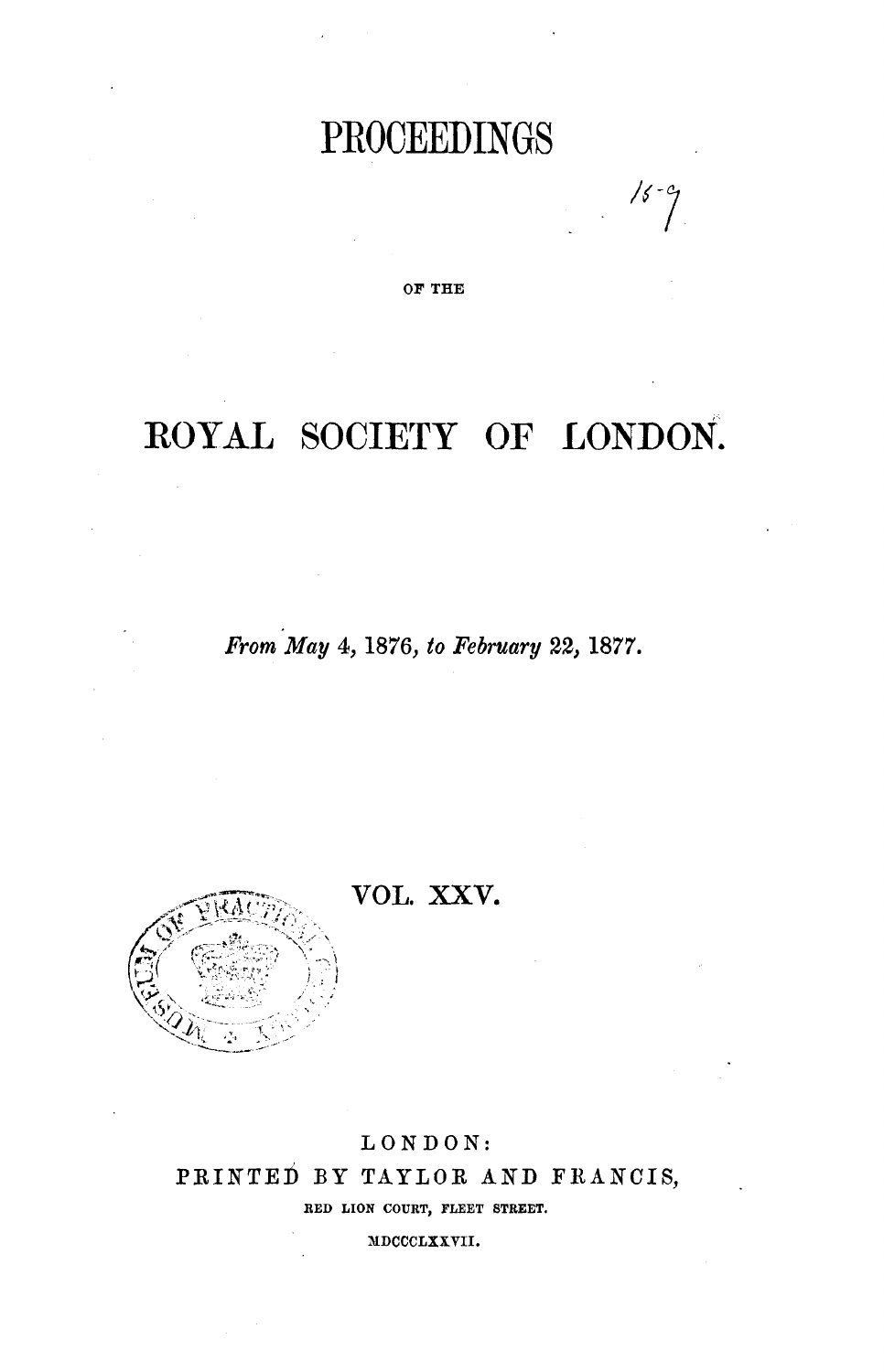# PROCEEDINGS

OF THE

# ROYAL SOCIETY OF LONDON.

*From May 4, 1876, to February 22, 1877.*

VOL. XXV.

LONDON:

PRINTED BY TAYLOR AND FRANCIS,

RED LION COURT, FLEET STREET.

MDCCCLXXVII.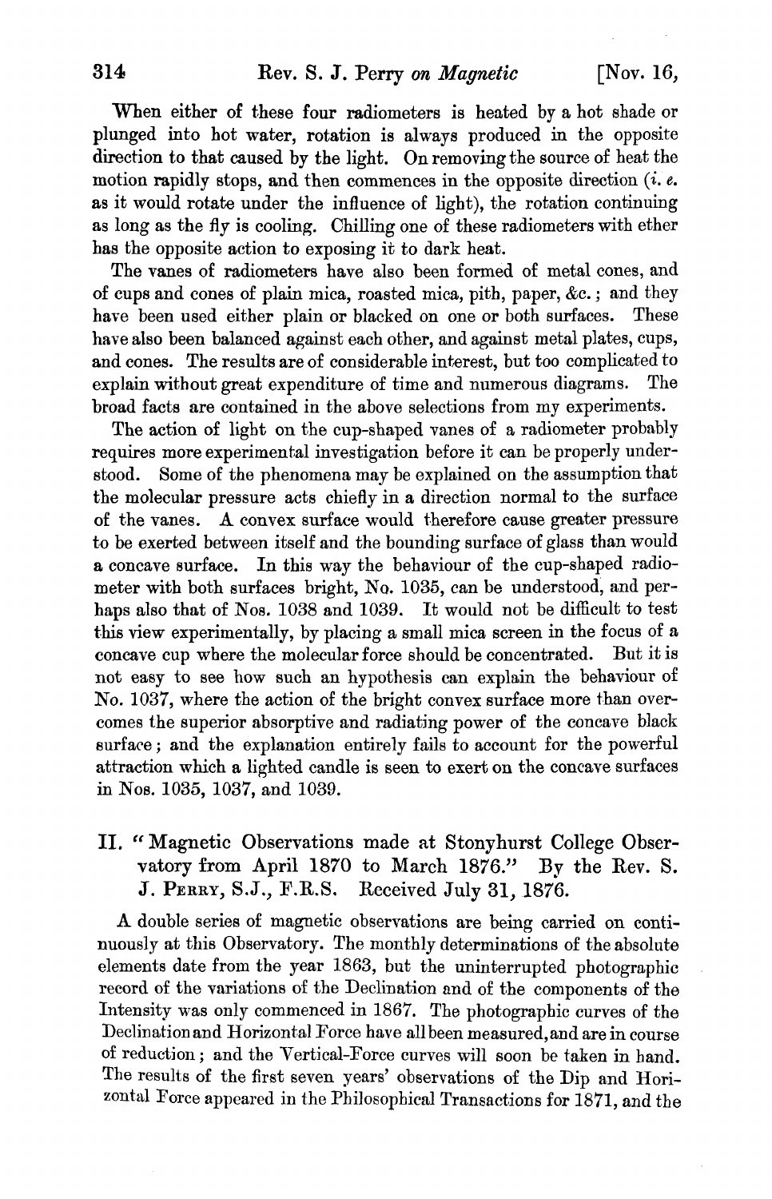When either of these four radiometers is heated by a hot shade or plunged into hot water, rotation is always produced in the opposite direction to that caused by the light. On removing the source of heat the motion rapidly stops, and then commences in the opposite direction (*i. e.* as it would rotate under the influence of light), the rotation continuing as long as the fly is cooling. Chilling one of these radiometers with ether has the opposite action to exposing it to dark heat.

The vanes of radiometers have also been formed of metal cones, and of cups and cones of plain mica, roasted mica, pith, paper, &c.; and they have been used either plain or blacked on one or both surfaces. These have also been balanced against each other, and against metal plates, cups, and cones. The results are of considerable interest, but too complicated to explain without great expenditure of time and numerous diagrams. The broad facts are contained in the above selections from my experiments.

The action of light on the cup-shaped vanes of a radiometer probably requires more experimental investigation before it can be properly understood. Some of the phenomena may be explained on the assumption that the molecular pressure acts chiefly in a direction normal to the surface of the vanes. A convex surface would therefore cause greater pressure to be exerted between itself and the bounding surface of glass than would a concave surface. In this way the behaviour of the cup-shaped radiometer with both surfaces bright, No. 1035, can be understood, and perhaps also that of Nos. 1038 and 1039. It would not be difficult to test this view experimentally, by placing a small mica screen in the focus of a concave cup where the molecular force should be concentrated. But it is not easy to see how such an hypothesis can explain the behaviour of No. 1037, where the action of the bright convex surface more than overcomes the superior absorptive and radiating power of the concave black surface; and the explanation entirely fails to account for the powerful attraction which a lighted candle is seen to exert on the concave surfaces in Nos. 1035, 1037, and 1039.

## II. "Magnetic Observations made at Stonyhurst College Observatory from April 1870 to March 1876." By the Rev. S. J. Perry, S.J., F.R.S. Received July 31, 1876.

A double series of magnetic observations are being carried on continuously at this Observatory. The monthly determinations of the absolute elements date from the year 1863, but the uninterrupted photographic record of the variations of the Declination and of the components of the Intensity was only commenced in 1867. The photographic curves of the Declination and Horizontal Force have all been measured, and are in course of reduction; and the Vertical-Force curves will soon be taken in hand. The results of the first seven years' observations of the Dip and Horizontal Force appeared in the Philosophical Transactions for 1871, and the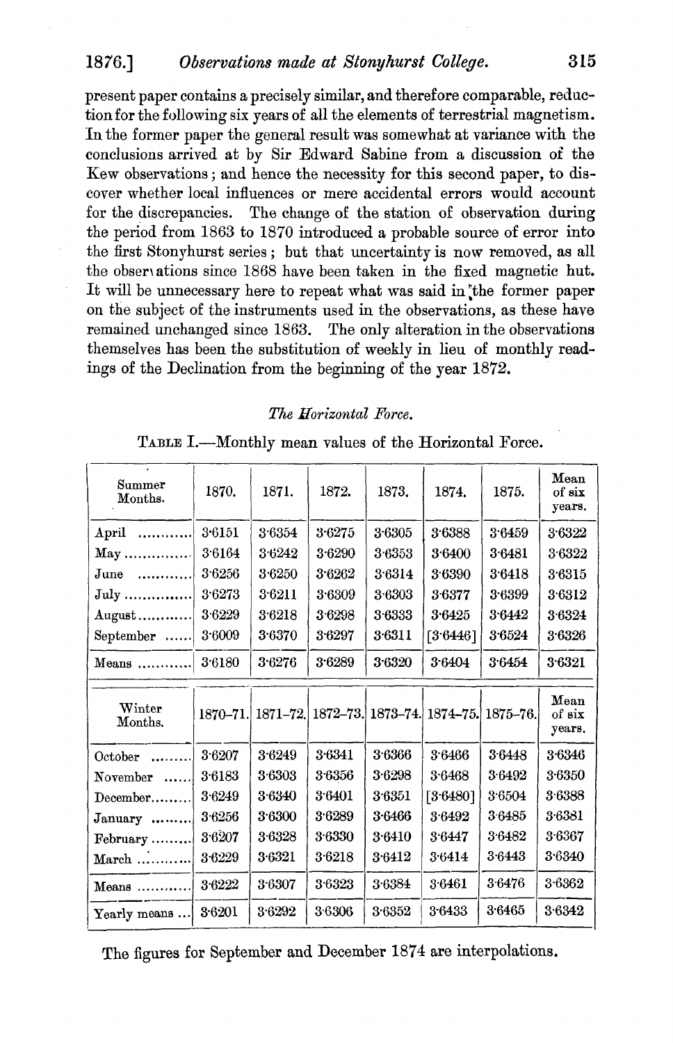present paper contains a precisely similar, and therefore comparable, reduction for the following six years of all the elements of terrestrial magnetism. In the former paper the general result was somewhat at variance with the conclusions arrived at by Sir Edward Sabine from a discussion of the Kew observations; and hence the necessity for this second paper, to discover whether local influences or mere accidental errors would account for the discrepancies. The change of the station of observation during the period from 1863 to 1870 introduced a probable source of error into the first Stonyhurst series; but that uncertainty is now removed, as all the observations since 1868 have been taken in the fixed magnetic hut. It will be unnecessary here to repeat what was said in the former paper on the subject of the instruments used in the observations, as these have remained unchanged since 1863. The only alteration in the observations themselves has been the substitution of weekly in lieu of monthly readings of the Declination from the beginning of the year 1872.

### *The Horizontal Force.*

TABLE I.—Monthly mean values of the Horizontal Force.

| Summer Months. | 1870. | 1871. | 1872. | 1873. | 1874. | 1875. | Mean of six years. |
|---|---|---|---|---|---|---|---|
| April | 3·6151 | 3·6354 | 3·6275 | 3·6305 | 3·6388 | 3·6459 | 3·6322 |
| May | 3·6164 | 3·6242 | 3·6290 | 3·6353 | 3·6400 | 3·6481 | 3·6322 |
| June | 3·6256 | 3·6250 | 3·6262 | 3·6314 | 3·6390 | 3·6418 | 3·6315 |
| July | 3·6273 | 3·6211 | 3·6309 | 3·6303 | 3·6377 | 3·6399 | 3·6312 |
| August | 3·6229 | 3·6218 | 3·6298 | 3·6333 | 3·6425 | 3·6442 | 3·6324 |
| September | 3·6009 | 3·6370 | 3·6297 | 3·6311 | [3·6446] | 3·6524 | 3·6326 |
| Means | 3·6180 | 3·6276 | 3·6289 | 3·6320 | 3·6404 | 3·6454 | 3·6321 |
| **Winter Months.** | **1870–71.** | **1871–72.** | **1872–73.** | **1873–74.** | **1874–75.** | **1875–76.** | **Mean of six years.** |
| October | 3·6207 | 3·6249 | 3·6341 | 3·6366 | 3·6466 | 3·6448 | 3·6346 |
| November | 3·6183 | 3·6303 | 3·6356 | 3·6298 | 3·6468 | 3·6492 | 3·6350 |
| December | 3·6249 | 3·6340 | 3·6401 | 3·6351 | [3·6480] | 3·6504 | 3·6388 |
| January | 3·6256 | 3·6300 | 3·6289 | 3·6466 | 3·6492 | 3·6485 | 3·6381 |
| February | 3·6207 | 3·6328 | 3·6330 | 3·6410 | 3·6447 | 3·6482 | 3·6367 |
| March | 3·6229 | 3·6321 | 3·6218 | 3·6412 | 3·6414 | 3·6443 | 3·6340 |
| Means | 3·6222 | 3·6307 | 3·6323 | 3·6384 | 3·6461 | 3·6476 | 3·6362 |
| Yearly means | 3·6201 | 3·6292 | 3·6306 | 3·6352 | 3·6433 | 3·6465 | 3·6342 |

The figures for September and December 1874 are interpolations.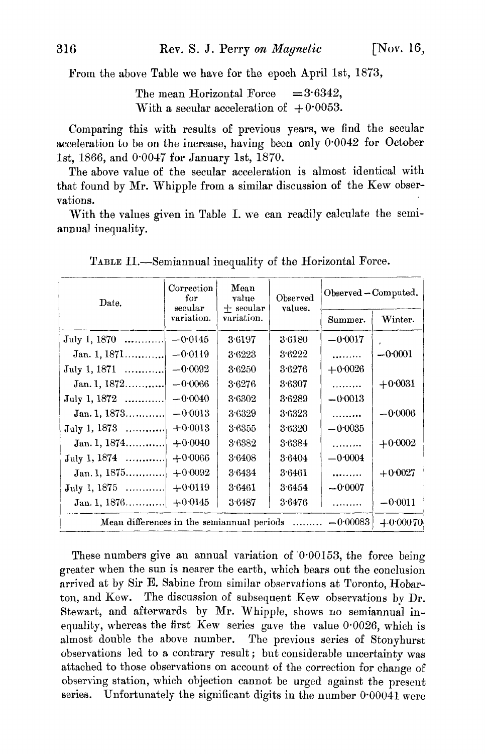From the above Table we have for the epoch April 1st, 1873,

The mean Horizontal Force $=3{\cdot}6342$,
With a secular acceleration of $+0{\cdot}0053$.

Comparing this with results of previous years, we find the secular acceleration to be on the increase, having been only 0·0042 for October 1st, 1866, and 0·0047 for January 1st, 1870.

The above value of the secular acceleration is almost identical with that found by Mr. Whipple from a similar discussion of the Kew observations.

With the values given in Table I. we can readily calculate the semiannual inequality.

TABLE II.—Semiannual inequality of the Horizontal Force.

| Date. | Correction for secular variation. | Mean value ± secular variation. | Observed values. | Observed − Computed. | |
|---|---|---|---|---|---|
| | | | | Summer. | Winter. |
| July 1, 1870 | −0·0145 | 3·6197 | 3·6180 | −0·0017 | |
| Jan. 1, 1871 | −0·0119 | 3·6223 | 3·6222 | ......... | −0·0001 |
| July 1, 1871 | −0·0092 | 3·6250 | 3·6276 | +0·0026 | |
| Jan. 1, 1872 | −0·0066 | 3·6276 | 3·6307 | ......... | +0·0031 |
| July 1, 1872 | −0·0040 | 3·6302 | 3·6289 | −0·0013 | |
| Jan. 1, 1873 | −0·0013 | 3·6329 | 3·6323 | ......... | −0·0006 |
| July 1, 1873 | +0·0013 | 3·6355 | 3·6320 | −0·0035 | |
| Jan. 1, 1874 | +0·0040 | 3·6382 | 3·6384 | ......... | +0·0002 |
| July 1, 1874 | +0·0066 | 3·6408 | 3·6404 | −0·0004 | |
| Jan. 1, 1875 | +0·0092 | 3·6434 | 3·6461 | ......... | +0·0027 |
| July 1, 1875 | +0·0119 | 3·6461 | 3·6454 | −0·0007 | |
| Jan. 1, 1876 | +0·0145 | 3·6487 | 3·6476 | ......... | −0·0011 |
| Mean differences in the semiannual periods ......... | | | | −0·00083 | +0·00070 |

These numbers give an annual variation of 0·00153, the force being greater when the sun is nearer the earth, which bears out the conclusion arrived at by Sir E. Sabine from similar observations at Toronto, Hobarton, and Kew. The discussion of subsequent Kew observations by Dr. Stewart, and afterwards by Mr. Whipple, shows no semiannual inequality, whereas the first Kew series gave the value 0·0026, which is almost double the above number. The previous series of Stonyhurst observations led to a contrary result; but considerable uncertainty was attached to those observations on account of the correction for change of observing station, which objection cannot be urged against the present series. Unfortunately the significant digits in the number 0·00041 were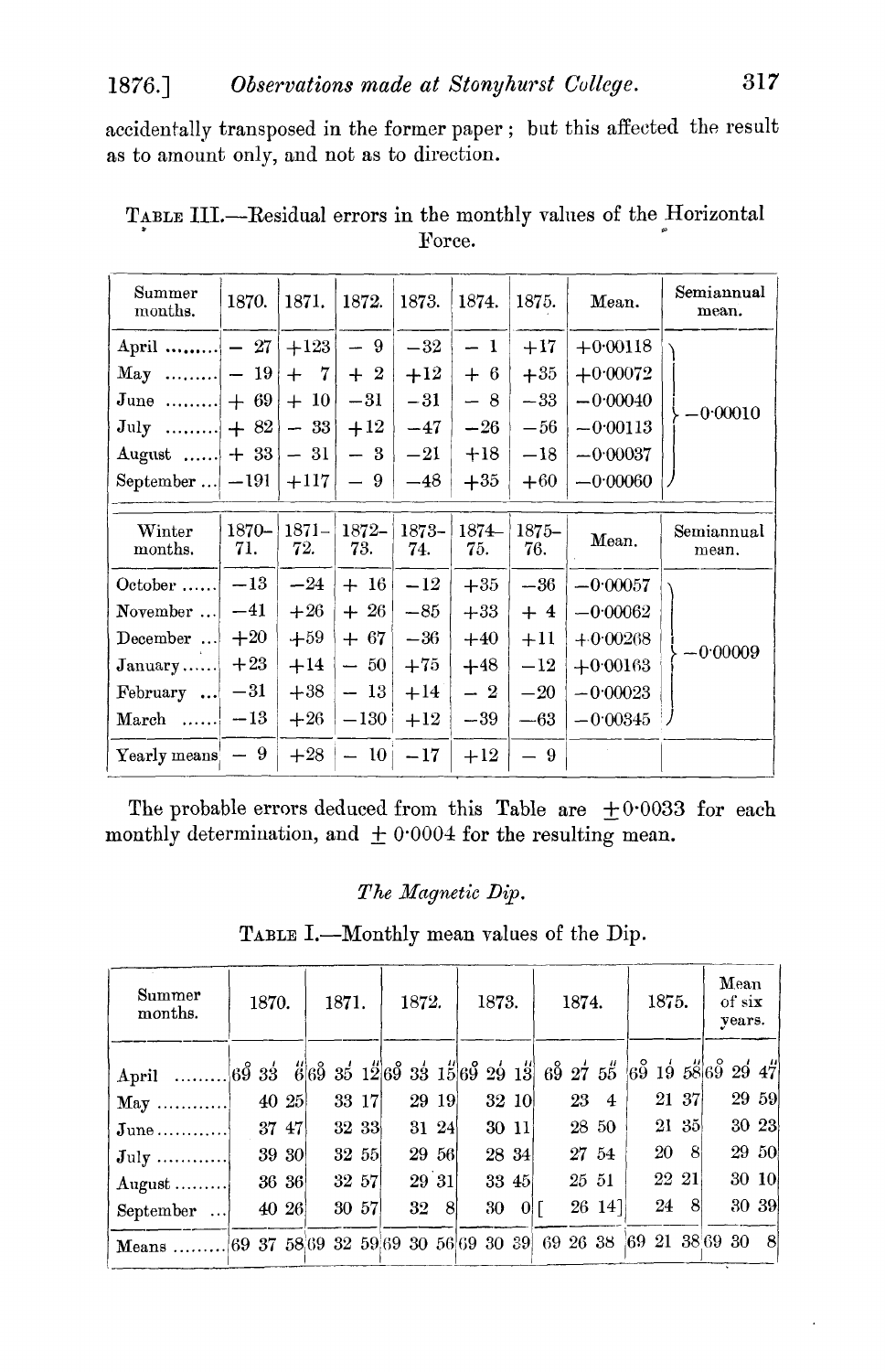accidentally transposed in the former paper; but this affected the result as to amount only, and not as to direction.

TABLE III.—Residual errors in the monthly values of the Horizontal Force.

| Summer months. | 1870. | 1871. | 1872. | 1873. | 1874. | 1875. | Mean. | Semiannual mean. |
|---|---|---|---|---|---|---|---|---|
| April ........ | − 27 | +123 | − 9 | −32 | − 1 | +17 | +0·00118 | |
| May ........ | − 19 | + 7 | + 2 | +12 | + 6 | +35 | +0·00072 | |
| June ........ | + 69 | + 10 | −31 | −31 | − 8 | −33 | −0·00040 | −0·00010 |
| July ........ | + 82 | − 33 | +12 | −47 | −26 | −56 | −0·00113 | |
| August ...... | + 33 | − 31 | − 3 | −21 | +18 | −18 | −0·00037 | |
| September ... | −191 | +117 | − 9 | −48 | +35 | +60 | −0·00060 | |
| **Winter months.** | **1870–71.** | **1871–72.** | **1872–73.** | **1873–74.** | **1874–75.** | **1875–76.** | **Mean.** | **Semiannual mean.** |
| October ...... | −13 | −24 | + 16 | −12 | +35 | −36 | −0·00057 | |
| November ... | −41 | +26 | + 26 | −85 | +33 | + 4 | −0·00062 | |
| December ... | +20 | +59 | + 67 | −36 | +40 | +11 | +0·00268 | −0·00009 |
| January...... | +23 | +14 | − 50 | +75 | +48 | −12 | +0·00163 | |
| February ... | −31 | +38 | − 13 | +14 | − 2 | −20 | −0·00023 | |
| March ...... | −13 | +26 | −130 | +12 | −39 | −63 | −0·00345 | |
| Yearly means | − 9 | +28 | − 10 | −17 | +12 | − 9 | | |

The probable errors deduced from this Table are ±0·0033 for each monthly determination, and ± 0·0004 for the resulting mean.

*The Magnetic Dip.*

TABLE I.—Monthly mean values of the Dip.

| Summer months. | 1870. | 1871. | 1872. | 1873. | 1874. | 1875. | Mean of six years. |
|---|---|---|---|---|---|---|---|
| April ......... | 69° 33′ 6″ | 69° 35′ 12″ | 69° 33′ 15″ | 69° 29′ 13″ | 69° 27′ 55″ | 69° 19′ 58″ | 69° 29′ 47″ |
| May ........... | 40 25 | 33 17 | 29 19 | 32 10 | 23 4 | 21 37 | 29 59 |
| June........... | 37 47 | 32 33 | 31 24 | 30 11 | 28 50 | 21 35 | 30 23 |
| July ........... | 39 30 | 32 55 | 29 56 | 28 34 | 27 54 | 20 8 | 29 50 |
| August ......... | 36 36 | 32 57 | 29 31 | 33 45 | 25 51 | 22 21 | 30 10 |
| September ... | 40 26 | 30 57 | 32 8 | 30 0 | [ 26 14] | 24 8 | 30 39 |
| Means ......... | 69 37 58 | 69 32 59 | 69 30 56 | 69 30 39 | 69 26 38 | 69 21 38 | 69 30 8 |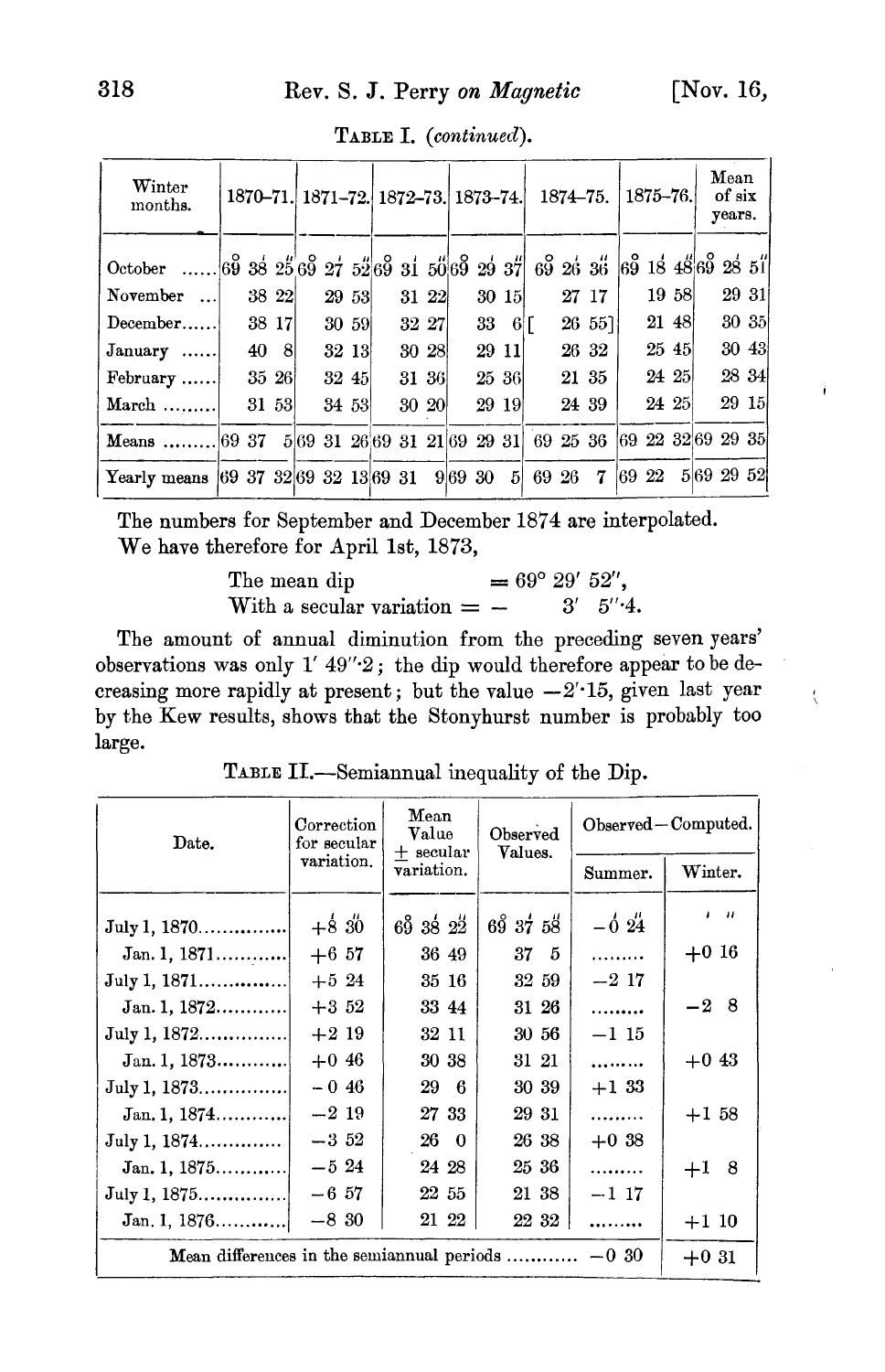TABLE I. (*continued*).

| Winter months. | 1870–71. | 1871–72. | 1872–73. | 1873–74. | 1874–75. | 1875–76. | Mean of six years. |
|---|---|---|---|---|---|---|---|
| October ...... | 69° 38′ 25″ | 69° 27′ 52″ | 69° 31′ 50″ | 69° 29′ 37″ | 69° 26′ 36″ | 69° 18′ 48″ | 69° 28′ 51″ |
| November ... | 38 22 | 29 53 | 31 22 | 30 15 | 27 17 | 19 58 | 29 31 |
| December...... | 38 17 | 30 59 | 32 27 | 33 6 | [ 26 55] | 21 48 | 30 35 |
| January ...... | 40 8 | 32 13 | 30 28 | 29 11 | 26 32 | 25 45 | 30 43 |
| February ...... | 35 26 | 32 45 | 31 36 | 25 36 | 21 35 | 24 25 | 28 34 |
| March ......... | 31 53 | 34 53 | 30 20 | 29 19 | 24 39 | 24 25 | 29 15 |
| Means ......... | 69 37 5 | 69 31 26 | 69 31 21 | 69 29 31 | 69 25 36 | 69 22 32 | 69 29 35 |
| Yearly means | 69 37 32 | 69 32 13 | 69 31 9 | 69 30 5 | 69 26 7 | 69 22 5 | 69 29 52 |

The numbers for September and December 1874 are interpolated.
We have therefore for April 1st, 1873,

The mean dip = 69° 29′ 52″,
With a secular variation = − 3′ 5″·4.

The amount of annual diminution from the preceding seven years' observations was only 1′ 49″·2; the dip would therefore appear to be decreasing more rapidly at present; but the value −2′·15, given last year by the Kew results, shows that the Stonyhurst number is probably too large.

TABLE II.—Semiannual inequality of the Dip.

| Date. | Correction for secular variation. | Mean Value ± secular variation. | Observed Values. | Observed—Computed. | |
|---|---|---|---|---|---|
| | | | | Summer. | Winter. |
| July 1, 1870.............. | +8′ 30″ | 69° 38′ 22″ | 69° 37′ 58″ | −0′ 24″ | ′ ″ |
| Jan. 1, 1871............ | +6 57 | 36 49 | 37 5 | ......... | +0 16 |
| July 1, 1871.............. | +5 24 | 35 16 | 32 59 | −2 17 | |
| Jan. 1, 1872............ | +3 52 | 33 44 | 31 26 | ......... | −2 8 |
| July 1, 1872.............. | +2 19 | 32 11 | 30 56 | −1 15 | |
| Jan. 1, 1873............ | +0 46 | 30 38 | 31 21 | ......... | +0 43 |
| July 1, 1873.............. | −0 46 | 29 6 | 30 39 | +1 33 | |
| Jan. 1, 1874............ | −2 19 | 27 33 | 29 31 | ......... | +1 58 |
| July 1, 1874.............. | −3 52 | 26 0 | 26 38 | +0 38 | |
| Jan. 1, 1875............ | −5 24 | 24 28 | 25 36 | ......... | +1 8 |
| July 1, 1875.............. | −6 57 | 22 55 | 21 38 | −1 17 | |
| Jan. 1, 1876............ | −8 30 | 21 22 | 22 32 | ......... | +1 10 |
| Mean differences in the semiannual periods ............ | | | | −0 30 | +0 31 |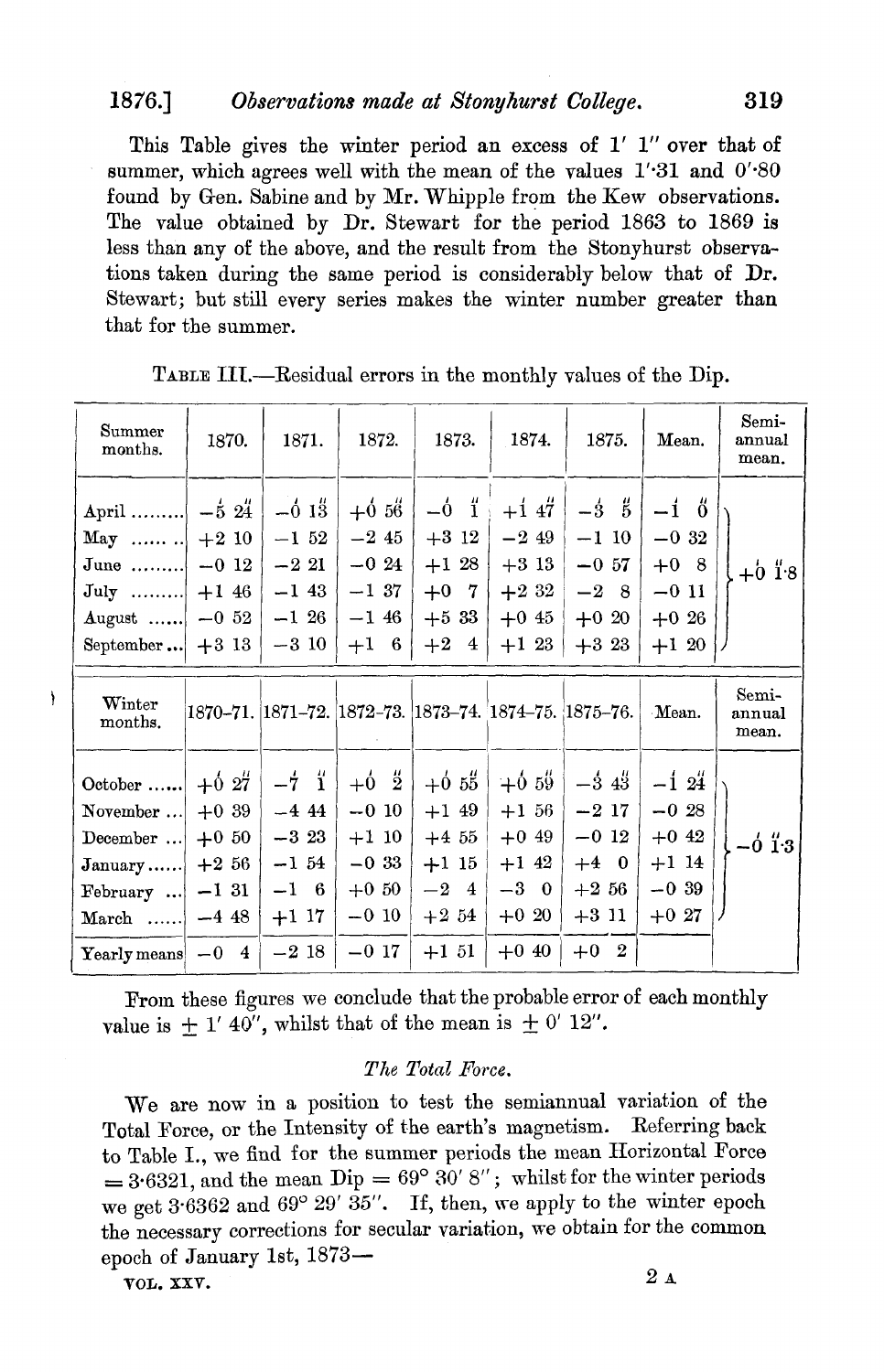This Table gives the winter period an excess of 1′ 1″ over that of summer, which agrees well with the mean of the values 1′·31 and 0′·80 found by Gen. Sabine and by Mr. Whipple from the Kew observations. The value obtained by Dr. Stewart for the period 1863 to 1869 is less than any of the above, and the result from the Stonyhurst observations taken during the same period is considerably below that of Dr. Stewart; but still every series makes the winter number greater than that for the summer.

TABLE III.—Residual errors in the monthly values of the Dip.

| Summer months. | 1870. | 1871. | 1872. | 1873. | 1874. | 1875. | Mean. | Semi-annual mean. |
|---|---|---|---|---|---|---|---|---|
| | ′ ″ | ′ ″ | ′ ″ | ′ ″ | ′ ″ | ′ ″ | ′ ″ | |
| April | −5 24 | −0 13 | +0 56 | −0 1 | +1 47 | −3 5 | −1 0 | +0′ 1″·8 |
| May | +2 10 | −1 52 | −2 45 | +3 12 | −2 49 | −1 10 | −0 32 | |
| June | −0 12 | −2 21 | −0 24 | +1 28 | +3 13 | −0 57 | +0 8 | |
| July | +1 46 | −1 43 | −1 37 | +0 7 | +2 32 | −2 8 | −0 11 | |
| August | −0 52 | −1 26 | −1 46 | +5 33 | +0 45 | +0 20 | +0 26 | |
| September | +3 13 | −3 10 | +1 6 | +2 4 | +1 23 | +3 23 | +1 20 | |
| **Winter months.** | **1870–71.** | **1871–72.** | **1872–73.** | **1873–74.** | **1874–75.** | **1875–76.** | **Mean.** | **Semi-annual mean.** |
| | ′ ″ | ′ ″ | ′ ″ | ′ ″ | ′ ″ | ′ ″ | ′ ″ | |
| October | +0 27 | −7 1 | +0 2 | +0 55 | +0 59 | −3 43 | −1 24 | −0′ 1″·3 |
| November | +0 39 | −4 44 | −0 10 | +1 49 | +1 56 | −2 17 | −0 28 | |
| December | +0 50 | −3 23 | +1 10 | +4 55 | +0 49 | −0 12 | +0 42 | |
| January | +2 56 | −1 54 | −0 33 | +1 15 | +1 42 | +4 0 | +1 14 | |
| February | −1 31 | −1 6 | +0 50 | −2 4 | −3 0 | +2 56 | −0 39 | |
| March | −4 48 | +1 17 | −0 10 | +2 54 | +0 20 | +3 11 | +0 27 | |
| Yearly means | −0 4 | −2 18 | −0 17 | +1 51 | +0 40 | +0 2 | | |

From these figures we conclude that the probable error of each monthly value is ± 1′ 40″, whilst that of the mean is ± 0′ 12″.

*The Total Force.*

We are now in a position to test the semiannual variation of the Total Force, or the Intensity of the earth's magnetism. Referring back to Table I., we find for the summer periods the mean Horizontal Force = 3·6321, and the mean Dip = 69° 30′ 8″; whilst for the winter periods we get 3·6362 and 69° 29′ 35″. If, then, we apply to the winter epoch the necessary corrections for secular variation, we obtain for the common epoch of January 1st, 1873—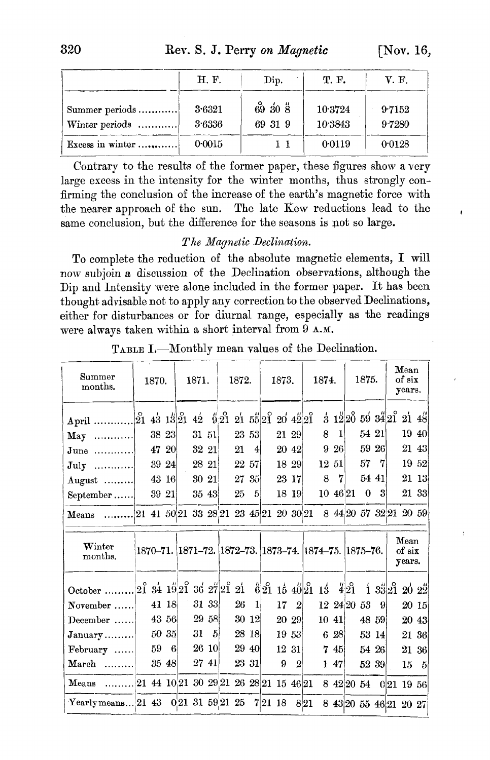| | H. F. | Dip. | T. F. | V. F. |
|---|---|---|---|---|
| Summer periods ............ | 3·6321 | 69° 30′ 8″ | 10·3724 | 9·7152 |
| Winter periods ............ | 3·6336 | 69 31 9 | 10·3843 | 9·7280 |
| Excess in winter ............ | 0·0015 | 1 1 | 0·0119 | 0·0128 |

Contrary to the results of the former paper, these figures show a very large excess in the intensity for the winter months, thus strongly confirming the conclusion of the increase of the earth's magnetic force with the nearer approach of the sun. The late Kew reductions lead to the same conclusion, but the difference for the seasons is not so large.

*The Magnetic Declination.*

To complete the reduction of the absolute magnetic elements, I will now subjoin a discussion of the Declination observations, although the Dip and Intensity were alone included in the former paper. It has been thought advisable not to apply any correction to the observed Declinations, either for disturbances or for diurnal range, especially as the readings were always taken within a short interval from 9 A.M.

TABLE I.—Monthly mean values of the Declination.

| Summer months. | 1870. | 1871. | 1872. | 1873. | 1874. | 1875. | Mean of six years. |
|---|---|---|---|---|---|---|---|
| April ............ | 21° 43′ 13″ | 21° 42′ 9″ | 21° 21′ 55″ | 21° 20′ 42″ | 21° 3′ 12″ | 20° 59′ 34″ | 21° 21′ 48″ |
| May ............ | 38 23 | 31 51 | 23 53 | 21 29 | 8 1 | 54 21 | 19 40 |
| June ............ | 47 20 | 32 21 | 21 4 | 20 42 | 9 26 | 59 26 | 21 43 |
| July ............ | 39 24 | 28 21 | 22 57 | 18 29 | 12 51 | 57 7 | 19 52 |
| August ......... | 43 16 | 30 21 | 27 35 | 23 17 | 8 7 | 54 41 | 21 13 |
| September...... | 39 21 | 35 43 | 25 5 | 18 19 | 10 46 | 21 0 3 | 21 33 |
| Means ......... | 21 41 50 | 21 33 28 | 21 23 45 | 21 20 30 | 21 8 44 | 20 57 32 | 21 20 59 |
| **Winter months.** | **1870–71.** | **1871–72.** | **1872–73.** | **1873–74.** | **1874–75.** | **1875–76.** | **Mean of six years.** |
| October ......... | 21° 34′ 19″ | 21° 36′ 27″ | 21° 21′ 6″ | 21° 15′ 40″ | 21° 13′ 4″ | 21° 1′ 33″ | 21° 20′ 22″ |
| November ...... | 41 18 | 31 33 | 26 1 | 17 2 | 12 24 | 20 53 9 | 20 15 |
| December ...... | 43 56 | 29 58 | 30 12 | 20 29 | 10 41 | 48 59 | 20 43 |
| January......... | 50 35 | 31 5 | 28 18 | 19 53 | 6 28 | 53 14 | 21 36 |
| February ...... | 59 6 | 26 10 | 29 40 | 12 31 | 7 45 | 54 26 | 21 36 |
| March ......... | 35 48 | 27 41 | 23 31 | 9 2 | 1 47 | 52 39 | 15 5 |
| Means ......... | 21 44 10 | 21 30 29 | 21 26 28 | 21 15 46 | 21 8 42 | 20 54 0 | 21 19 56 |
| Yearly means... | 21 43 0 | 21 31 59 | 21 25 7 | 21 18 8 | 21 8 43 | 20 55 46 | 21 20 27 |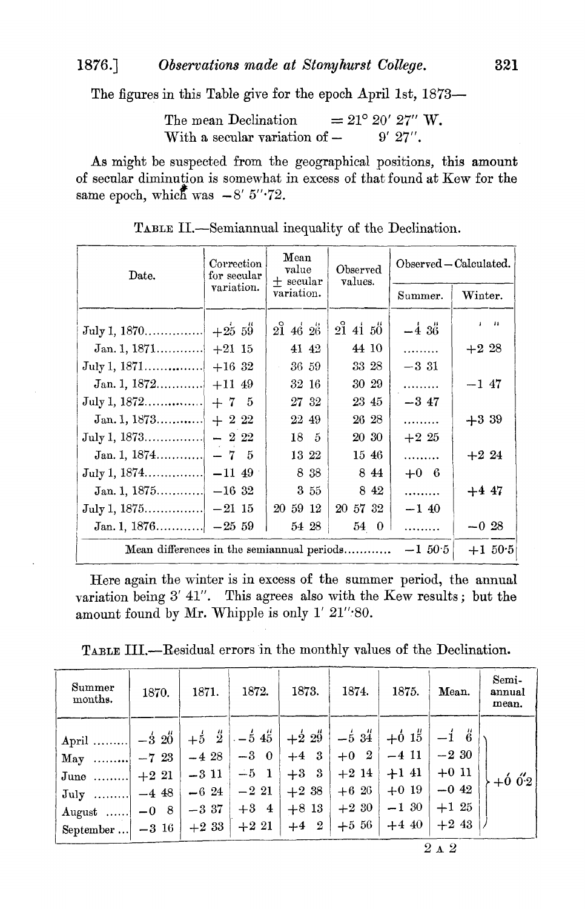The figures in this Table give for the epoch April 1st, 1873—

The mean Declination = 21° 20′ 27″ W.
With a secular variation of − 9′ 27″.

As might be suspected from the geographical positions, this amount of secular diminution is somewhat in excess of that found at Kew for the same epoch, which was −8′ 5″·72.

TABLE II.—Semiannual inequality of the Declination.

| Date. | Correction for secular variation. | Mean value ± secular variation. | Observed values. | Observed − Calculated. | |
|---|---|---|---|---|---|
| | | | | Summer. | Winter. |
| | ′ ″ | ° ′ ″ | ° ′ ″ | ′ ″ | ′ ″ |
| July 1, 1870 | +25 59 | 21 46 26 | 21 41 50 | −4 36 | |
| Jan. 1, 1871 | +21 15 | 41 42 | 44 10 | ........ | +2 28 |
| July 1, 1871 | +16 32 | 36 59 | 33 28 | −3 31 | |
| Jan. 1, 1872 | +11 49 | 32 16 | 30 29 | ........ | −1 47 |
| July 1, 1872 | + 7 5 | 27 32 | 23 45 | −3 47 | |
| Jan. 1, 1873 | + 2 22 | 22 49 | 26 28 | ........ | +3 39 |
| July 1, 1873 | − 2 22 | 18 5 | 20 30 | +2 25 | |
| Jan. 1, 1874 | − 7 5 | 13 22 | 15 46 | ........ | +2 24 |
| July 1, 1874 | −11 49 | 8 38 | 8 44 | +0 6 | |
| Jan. 1, 1875 | −16 32 | 3 55 | 8 42 | ........ | +4 47 |
| July 1, 1875 | −21 15 | 20 59 12 | 20 57 32 | −1 40 | |
| Jan. 1, 1876 | −25 59 | 54 28 | 54 0 | ........ | −0 28 |
| Mean differences in the semiannual periods | | | | −1 50·5 | +1 50·5 |

Here again the winter is in excess of the summer period, the annual variation being 3′ 41″. This agrees also with the Kew results; but the amount found by Mr. Whipple is only 1′ 21″·80.

TABLE III.—Residual errors in the monthly values of the Declination.

| Summer months. | 1870. | 1871. | 1872. | 1873. | 1874. | 1875. | Mean. | Semi-annual mean. |
|---|---|---|---|---|---|---|---|---|
| | ′ ″ | ′ ″ | ′ ″ | ′ ″ | ′ ″ | ′ ″ | ′ ″ | |
| April | −3 20 | +5 2 | −5 45 | +2 29 | −5 34 | +0 15 | −1 6 | |
| May | −7 23 | −4 28 | −3 0 | +4 3 | +0 2 | −4 11 | −2 30 | |
| June | +2 21 | −3 11 | −5 1 | +3 3 | +2 14 | +1 41 | +0 11 | +0′ 0″2 |
| July | −4 48 | −6 24 | −2 21 | +2 38 | +6 26 | +0 19 | −0 42 | |
| August | −0 8 | −3 37 | +3 4 | +8 13 | +2 30 | −1 30 | +1 25 | |
| September | −3 16 | +2 33 | +2 21 | +4 2 | +5 56 | +4 40 | +2 43 | |

2 A 2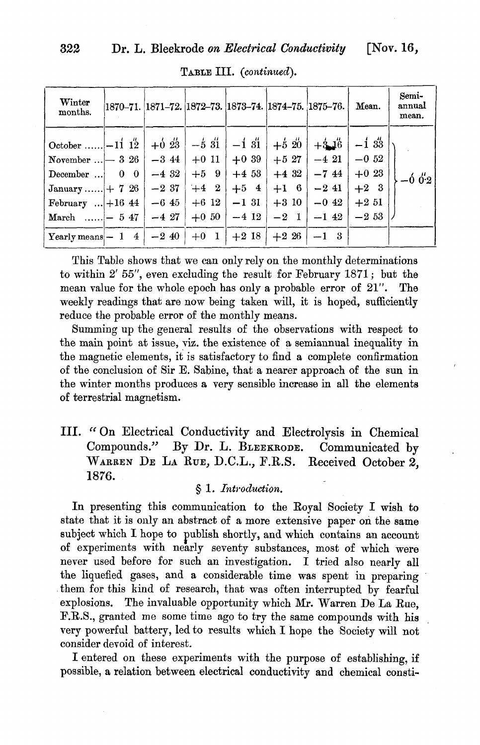TABLE III. (*continued*).

| Winter months. | 1870–71. | 1871–72. | 1872–73. | 1873–74. | 1874–75. | 1875–76. | Mean. | Semi-annual mean. |
|---|---|---|---|---|---|---|---|---|
| October ...... | −11 12 | +0 23 | −5 31 | −1 31 | +5 20 | +3 16 | −1 33 | |
| November ... | −3 26 | −3 44 | +0 11 | +0 39 | +5 27 | −4 21 | −0 52 | |
| December ... | 0 0 | −4 32 | +5 9 | +4 53 | +4 32 | −7 44 | +0 23 | −0 0·2 |
| January ...... | +7 26 | −2 37 | +4 2 | +5 4 | +1 6 | −2 41 | +2 3 | |
| February ... | +16 44 | −6 45 | +6 12 | −1 31 | +3 10 | −0 42 | +2 51 | |
| March ...... | −5 47 | −4 27 | +0 50 | −4 12 | −2 1 | −1 42 | −2 53 | |
| Yearly means | −1 4 | −2 40 | +0 1 | +2 18 | +2 26 | −1 3 | | |

This Table shows that we can only rely on the monthly determinations to within 2′ 55″, even excluding the result for February 1871; but the mean value for the whole epoch has only a probable error of 21″. The weekly readings that are now being taken will, it is hoped, sufficiently reduce the probable error of the monthly means.

Summing up the general results of the observations with respect to the main point at issue, viz. the existence of a semiannual inequality in the magnetic elements, it is satisfactory to find a complete confirmation of the conclusion of Sir E. Sabine, that a nearer approach of the sun in the winter months produces a very sensible increase in all the elements of terrestrial magnetism.

## III. "On Electrical Conductivity and Electrolysis in Chemical Compounds." By Dr. L. BLEEKRODE. Communicated by WARREN DE LA RUE, D.C.L., F.R.S. Received October 2, 1876.

### § 1. *Introduction.*

In presenting this communication to the Royal Society I wish to state that it is only an abstract of a more extensive paper on the same subject which I hope to publish shortly, and which contains an account of experiments with nearly seventy substances, most of which were never used before for such an investigation. I tried also nearly all the liquefied gases, and a considerable time was spent in preparing them for this kind of research, that was often interrupted by fearful explosions. The invaluable opportunity which Mr. Warren De La Rue, F.R.S., granted me some time ago to try the same compounds with his very powerful battery, led to results which I hope the Society will not consider devoid of interest.

I entered on these experiments with the purpose of establishing, if possible, a relation between electrical conductivity and chemical consti-